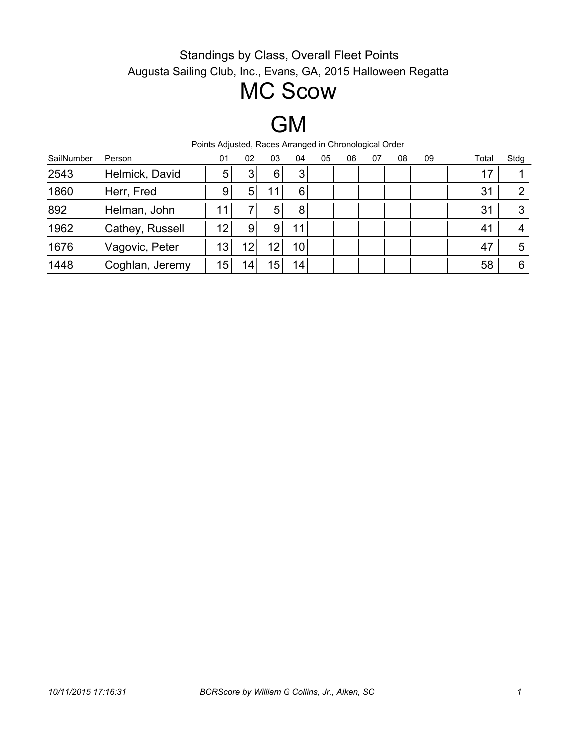Standings by Class, Overall Fleet Points

Augusta Sailing Club, Inc., Evans, GA, 2015 Halloween Regatta

# MC Scow

# GM

Points Adjusted, Races Arranged in Chronological Order

| SailNumber | Person | 01 | 02 | 03 | 04 | 05 | 06 | 07 | 08 | 09 | Total | Stdg |
|---|---|---|---|---|---|---|---|---|---|---|---|---|
| 2543 | Helmick, David | 5 | 3 | 6 | 3 | | | | | | 17 | 1 |
| 1860 | Herr, Fred | 9 | 5 | 11 | 6 | | | | | | 31 | 2 |
| 892 | Helman, John | 11 | 7 | 5 | 8 | | | | | | 31 | 3 |
| 1962 | Cathey, Russell | 12 | 9 | 9 | 11 | | | | | | 41 | 4 |
| 1676 | Vagovic, Peter | 13 | 12 | 12 | 10 | | | | | | 47 | 5 |
| 1448 | Coghlan, Jeremy | 15 | 14 | 15 | 14 | | | | | | 58 | 6 |

*10/11/2015 17:16:31* *BCRScore by William G Collins, Jr., Aiken, SC*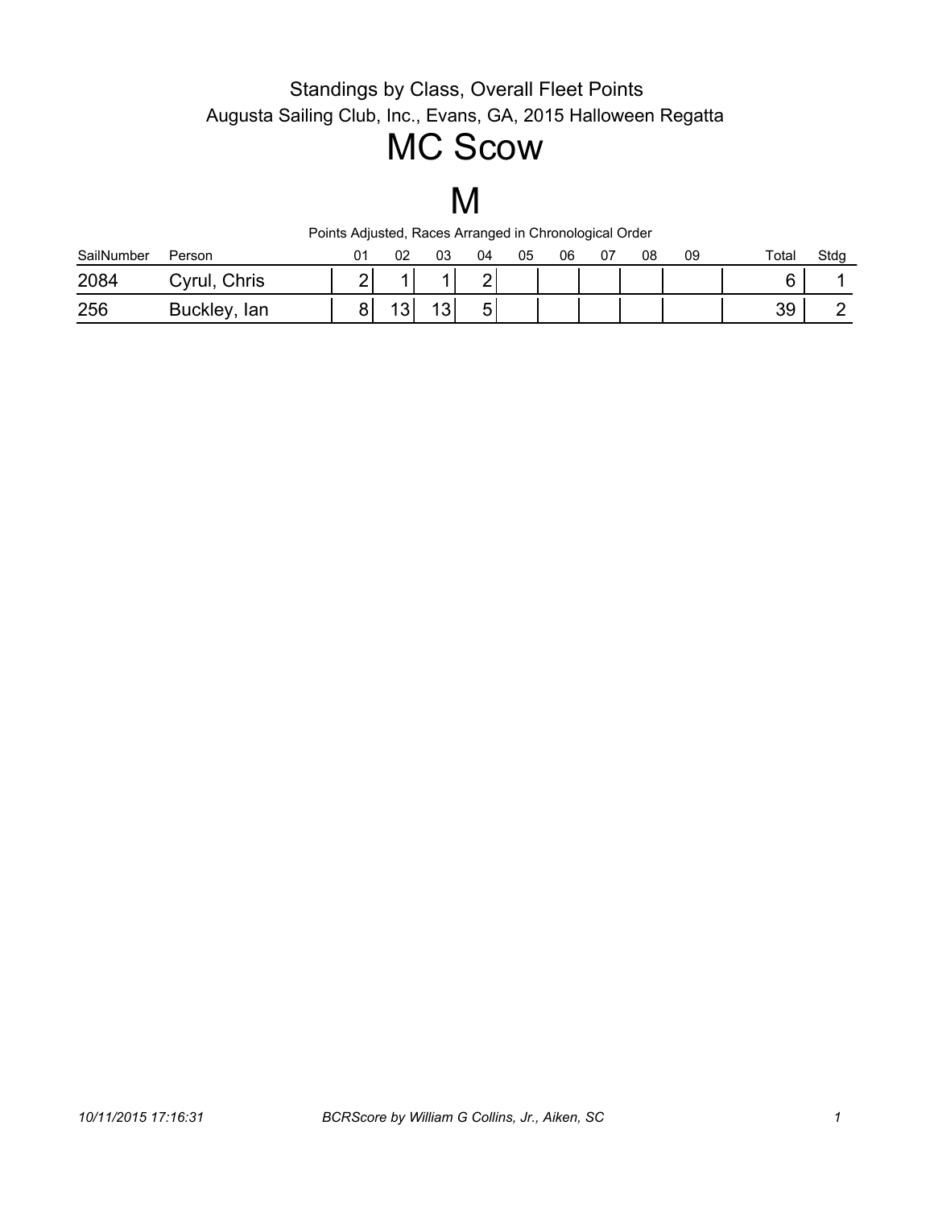Standings by Class, Overall Fleet Points

Augusta Sailing Club, Inc., Evans, GA, 2015 Halloween Regatta

# MC Scow

# M

Points Adjusted, Races Arranged in Chronological Order

| SailNumber | Person | 01 | 02 | 03 | 04 | 05 | 06 | 07 | 08 | 09 | Total | Stdg |
|---|---|---|---|---|---|---|---|---|---|---|---|---|
| 2084 | Cyrul, Chris | 2 | 1 | 1 | 2 | | | | | | 6 | 1 |
| 256 | Buckley, Ian | 8 | 13 | 13 | 5 | | | | | | 39 | 2 |

*10/11/2015 17:16:31* *BCRScore by William G Collins, Jr., Aiken, SC*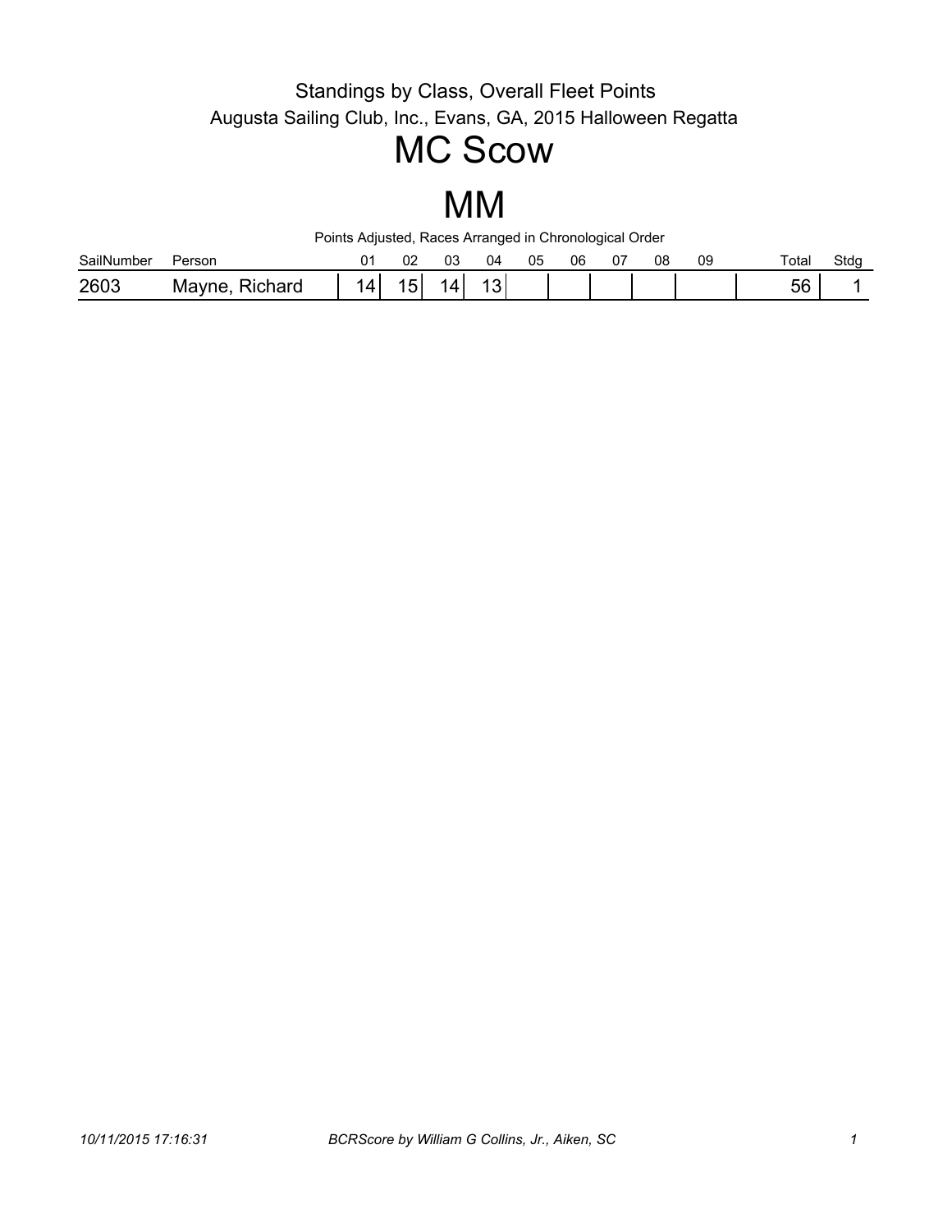Standings by Class, Overall Fleet Points

Augusta Sailing Club, Inc., Evans, GA, 2015 Halloween Regatta

# MC Scow

# MM

Points Adjusted, Races Arranged in Chronological Order

| SailNumber | Person | 01 | 02 | 03 | 04 | 05 | 06 | 07 | 08 | 09 | Total | Stdg |
|---|---|---|---|---|---|---|---|---|---|---|---|---|
| 2603 | Mayne, Richard | 14 | 15 | 14 | 13 | | | | | | 56 | 1 |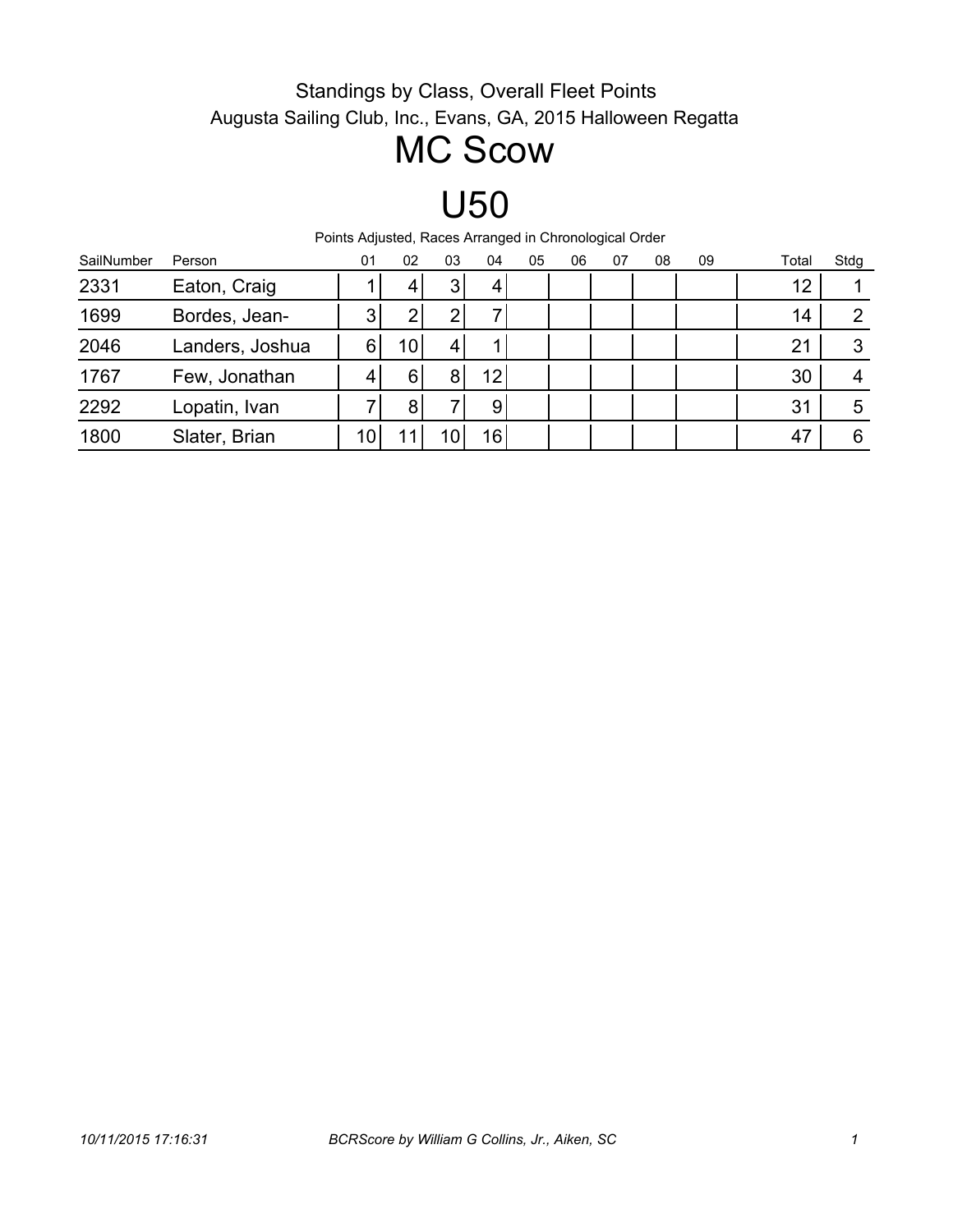Standings by Class, Overall Fleet Points

Augusta Sailing Club, Inc., Evans, GA, 2015 Halloween Regatta

# MC Scow

# U50

Points Adjusted, Races Arranged in Chronological Order

| SailNumber | Person | 01 | 02 | 03 | 04 | 05 | 06 | 07 | 08 | 09 | Total | Stdg |
|---|---|---|---|---|---|---|---|---|---|---|---|---|
| 2331 | Eaton, Craig | 1 | 4 | 3 | 4 | | | | | | 12 | 1 |
| 1699 | Bordes, Jean- | 3 | 2 | 2 | 7 | | | | | | 14 | 2 |
| 2046 | Landers, Joshua | 6 | 10 | 4 | 1 | | | | | | 21 | 3 |
| 1767 | Few, Jonathan | 4 | 6 | 8 | 12 | | | | | | 30 | 4 |
| 2292 | Lopatin, Ivan | 7 | 8 | 7 | 9 | | | | | | 31 | 5 |
| 1800 | Slater, Brian | 10 | 11 | 10 | 16 | | | | | | 47 | 6 |

*10/11/2015 17:16:31* *BCRScore by William G Collins, Jr., Aiken, SC*